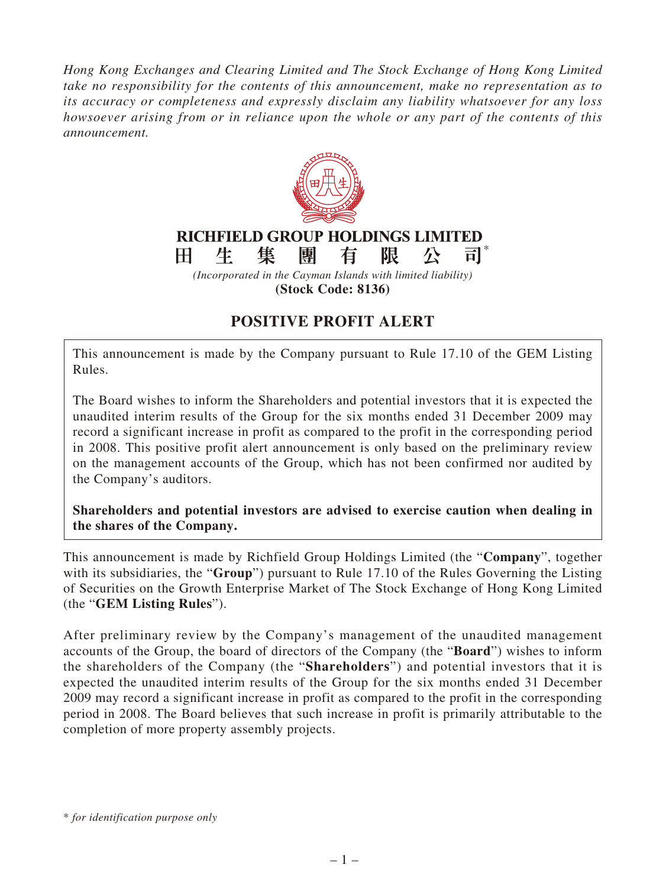*Hong Kong Exchanges and Clearing Limited and The Stock Exchange of Hong Kong Limited take no responsibility for the contents of this announcement, make no representation as to its accuracy or completeness and expressly disclaim any liability whatsoever for any loss howsoever arising from or in reliance upon the whole or any part of the contents of this announcement.*

**RICHFIELD GROUP HOLDINGS LIMITED**

**田 生 集 團 有 限 公 司***

*(Incorporated in the Cayman Islands with limited liability)*

**(Stock Code: 8136)**

# POSITIVE PROFIT ALERT

This announcement is made by the Company pursuant to Rule 17.10 of the GEM Listing Rules.

The Board wishes to inform the Shareholders and potential investors that it is expected the unaudited interim results of the Group for the six months ended 31 December 2009 may record a significant increase in profit as compared to the profit in the corresponding period in 2008. This positive profit alert announcement is only based on the preliminary review on the management accounts of the Group, which has not been confirmed nor audited by the Company's auditors.

**Shareholders and potential investors are advised to exercise caution when dealing in the shares of the Company.**

This announcement is made by Richfield Group Holdings Limited (the "**Company**", together with its subsidiaries, the "**Group**") pursuant to Rule 17.10 of the Rules Governing the Listing of Securities on the Growth Enterprise Market of The Stock Exchange of Hong Kong Limited (the "**GEM Listing Rules**").

After preliminary review by the Company's management of the unaudited management accounts of the Group, the board of directors of the Company (the "**Board**") wishes to inform the shareholders of the Company (the "**Shareholders**") and potential investors that it is expected the unaudited interim results of the Group for the six months ended 31 December 2009 may record a significant increase in profit as compared to the profit in the corresponding period in 2008. The Board believes that such increase in profit is primarily attributable to the completion of more property assembly projects.

\* *for identification purpose only*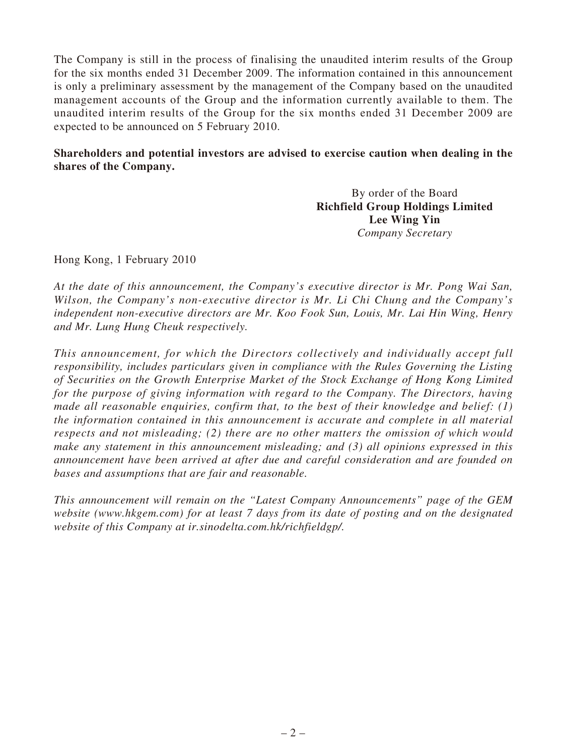The Company is still in the process of finalising the unaudited interim results of the Group for the six months ended 31 December 2009. The information contained in this announcement is only a preliminary assessment by the management of the Company based on the unaudited management accounts of the Group and the information currently available to them. The unaudited interim results of the Group for the six months ended 31 December 2009 are expected to be announced on 5 February 2010.

**Shareholders and potential investors are advised to exercise caution when dealing in the shares of the Company.**

By order of the Board
**Richfield Group Holdings Limited**
**Lee Wing Yin**
*Company Secretary*

Hong Kong, 1 February 2010

*At the date of this announcement, the Company's executive director is Mr. Pong Wai San, Wilson, the Company's non-executive director is Mr. Li Chi Chung and the Company's independent non-executive directors are Mr. Koo Fook Sun, Louis, Mr. Lai Hin Wing, Henry and Mr. Lung Hung Cheuk respectively.*

*This announcement, for which the Directors collectively and individually accept full responsibility, includes particulars given in compliance with the Rules Governing the Listing of Securities on the Growth Enterprise Market of the Stock Exchange of Hong Kong Limited for the purpose of giving information with regard to the Company. The Directors, having made all reasonable enquiries, confirm that, to the best of their knowledge and belief: (1) the information contained in this announcement is accurate and complete in all material respects and not misleading; (2) there are no other matters the omission of which would make any statement in this announcement misleading; and (3) all opinions expressed in this announcement have been arrived at after due and careful consideration and are founded on bases and assumptions that are fair and reasonable.*

*This announcement will remain on the "Latest Company Announcements" page of the GEM website (www.hkgem.com) for at least 7 days from its date of posting and on the designated website of this Company at ir.sinodelta.com.hk/richfieldgp/.*